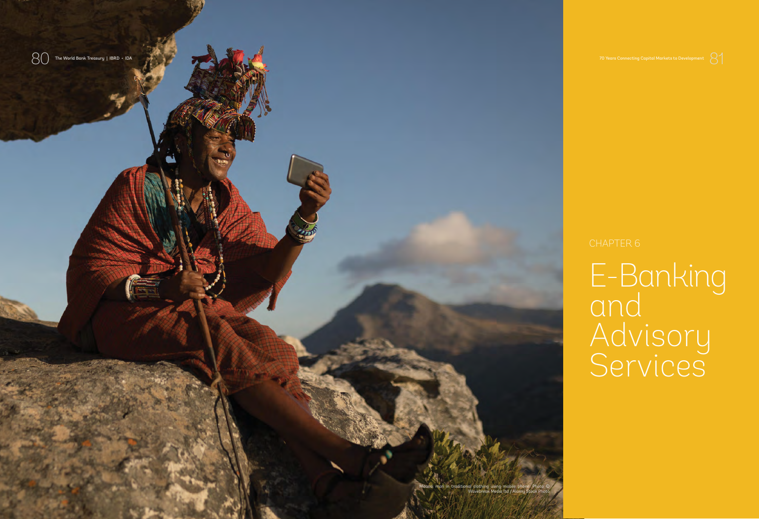CHAPTER 6

# E-Banking and Advisory Services

Maasai man in traditional clothing using mobile phone. Photo © Wavebreak Media ltd / Alamy Stock Photo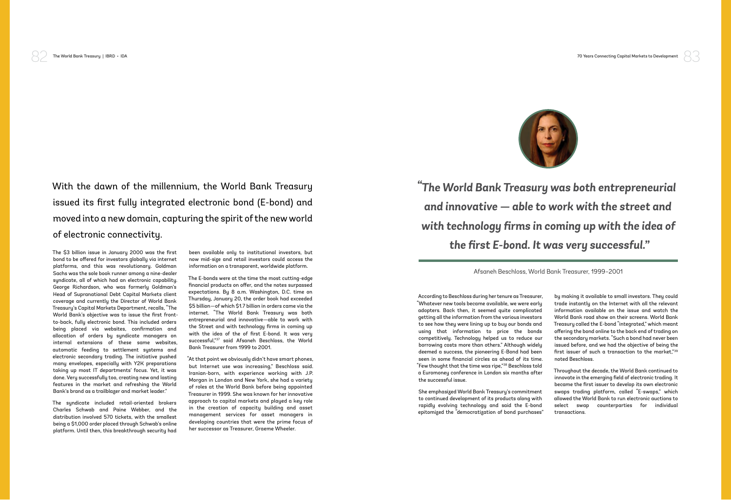With the dawn of the millennium, the World Bank Treasury issued its first fully integrated electronic bond (E-bond) and moved into a new domain, capturing the spirit of the new world of electronic connectivity.

The $3 billion issue in January 2000 was the first bond to be offered for investors globally via internet platforms, and this was revolutionary. Goldman Sachs was the sole book runner among a nine-dealer syndicate, all of which had an electronic capability. George Richardson, who was formerly Goldman's Head of Supranational Debt Capital Markets client coverage and currently the Director of World Bank Treasury's Capital Markets Department, recalls, "The World Bank's objective was to issue the first front-to-back, fully electronic bond. This included orders being placed via websites, confirmation and allocation of orders by syndicate managers on internal extensions of these same websites, automatic feeding to settlement systems and electronic secondary trading. The initiative pushed many envelopes, especially with Y2K preparations taking up most IT departments' focus. Yet, it was done. Very successfully too, creating new and lasting features in the market and refreshing the World Bank's brand as a trailblazer and market leader."

The syndicate included retail-oriented brokers Charles Schwab and Paine Webber, and the distribution involved 570 tickets, with the smallest being a $1,000 order placed through Schwab's online platform. Until then, this breakthrough security had been available only to institutional investors, but now mid-size and retail investors could access the information on a transparent, worldwide platform.

The E-bonds were at the time the most cutting-edge financial products on offer, and the notes surpassed expectations. By 8 a.m. Washington, D.C. time on Thursday, January 20, the order book had exceeded $5 billion—of which $1.7 billion in orders came via the internet. "The World Bank Treasury was both entrepreneurial and innovative—able to work with the Street and with technology firms in coming up with the idea of the of first E-bond. It was very successful,"[37] said Afsaneh Beschloss, the World Bank Treasurer from 1999 to 2001.

"At that point we obviously didn't have smart phones, but Internet use was increasing," Beschloss said. Iranian-born, with experience working with J.P. Morgan in London and New York, she had a variety of roles at the World Bank before being appointed Treasurer in 1999. She was known for her innovative approach to capital markets and played a key role in the creation of capacity building and asset management services for asset managers in developing countries that were the prime focus of her successor as Treasurer, Graeme Wheeler.

> ***"The World Bank Treasury was both entrepreneurial and innovative — able to work with the street and with technology firms in coming up with the idea of the first E-bond. It was very successful."***
>
> Afsaneh Beschloss, World Bank Treasurer, 1999–2001

According to Beschloss during her tenure as Treasurer, "Whatever new tools became available, we were early adopters. Back then, it seemed quite complicated getting all the information from the various investors to see how they were lining up to buy our bonds and using that information to price the bonds competitively. Technology helped us to reduce our borrowing costs more than others." Although widely deemed a success, the pioneering E-Bond had been seen in some financial circles as ahead of its time. "Few thought that the time was ripe,"[38] Beschloss told a Euromoney conference in London six months after the successful issue.

She emphasized World Bank Treasury's commitment to continued development of its products along with rapidly evolving technology and said the E-bond epitomized the "democratization of bond purchases" by making it available to small investors. They could trade instantly on the Internet with all the relevant information available on the issue and watch the World Bank road show on their screens. World Bank Treasury called the E-bond "integrated," which meant offering the bond online to the back end of trading on the secondary markets. "Such a bond had never been issued before, and we had the objective of being the first issuer of such a transaction to the market,"[39] noted Beschloss.

Throughout the decade, the World Bank continued to innovate in the emerging field of electronic trading. It became the first issuer to develop its own electronic swaps trading platform, called "E-swaps," which allowed the World Bank to run electronic auctions to select swap counterparties for individual transactions.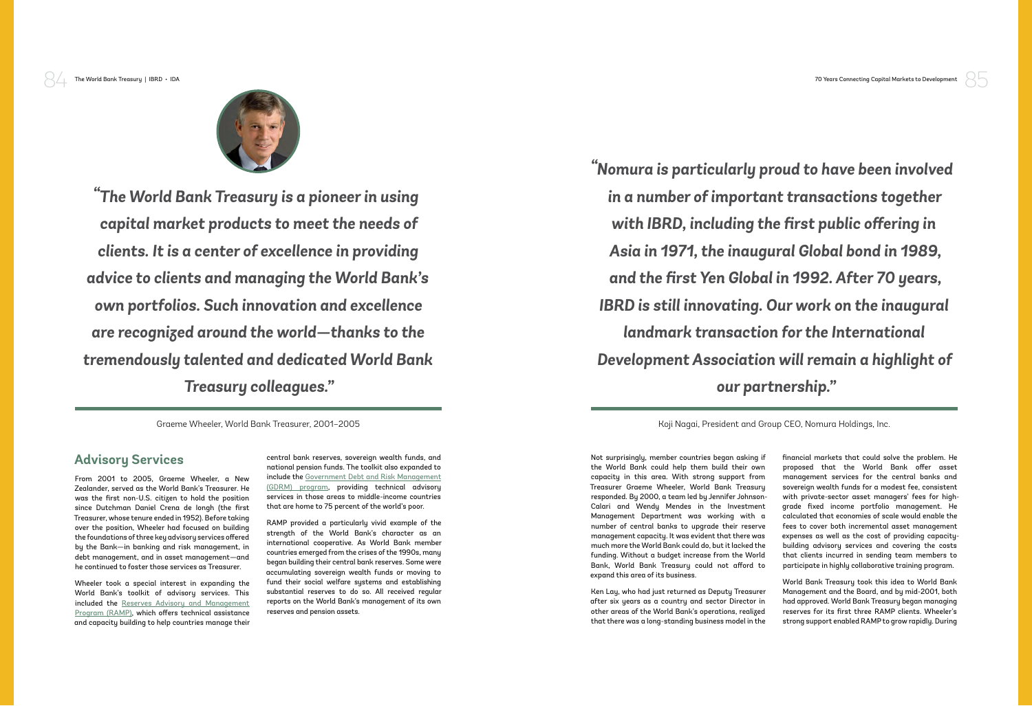*"The World Bank Treasury is a pioneer in using capital market products to meet the needs of clients. It is a center of excellence in providing advice to clients and managing the World Bank's own portfolios. Such innovation and excellence are recognized around the world—thanks to the tremendously talented and dedicated World Bank Treasury colleagues."*

Graeme Wheeler, World Bank Treasurer, 2001–2005

## Advisory Services

From 2001 to 2005, Graeme Wheeler, a New Zealander, served as the World Bank's Treasurer. He was the first non-U.S. citizen to hold the position since Dutchman Daniel Crena de Iongh (the first Treasurer, whose tenure ended in 1952). Before taking over the position, Wheeler had focused on building the foundations of three key advisory services offered by the Bank—in banking and risk management, in debt management, and in asset management—and he continued to foster those services as Treasurer.

Wheeler took a special interest in expanding the World Bank's toolkit of advisory services. This included the Reserves Advisory and Management Program (RAMP), which offers technical assistance and capacity building to help countries manage their central bank reserves, sovereign wealth funds, and national pension funds. The toolkit also expanded to include the Government Debt and Risk Management (GDRM) program, providing technical advisory services in those areas to middle-income countries that are home to 75 percent of the world's poor.

RAMP provided a particularly vivid example of the strength of the World Bank's character as an international cooperative. As World Bank member countries emerged from the crises of the 1990s, many began building their central bank reserves. Some were accumulating sovereign wealth funds or moving to fund their social welfare systems and establishing substantial reserves to do so. All received regular reports on the World Bank's management of its own reserves and pension assets.

*"Nomura is particularly proud to have been involved in a number of important transactions together with IBRD, including the first public offering in Asia in 1971, the inaugural Global bond in 1989, and the first Yen Global in 1992. After 70 years, IBRD is still innovating. Our work on the inaugural landmark transaction for the International Development Association will remain a highlight of our partnership."*

Koji Nagai, President and Group CEO, Nomura Holdings, Inc.

Not surprisingly, member countries began asking if the World Bank could help them build their own capacity in this area. With strong support from Treasurer Graeme Wheeler, World Bank Treasury responded. By 2000, a team led by Jennifer Johnson-Calari and Wendy Mendes in the Investment Management Department was working with a number of central banks to upgrade their reserve management capacity. It was evident that there was much more the World Bank could do, but it lacked the funding. Without a budget increase from the World Bank, World Bank Treasury could not afford to expand this area of its business.

Ken Lay, who had just returned as Deputy Treasurer after six years as a country and sector Director in other areas of the World Bank's operations, realized that there was a long-standing business model in the financial markets that could solve the problem. He proposed that the World Bank offer asset management services for the central banks and sovereign wealth funds for a modest fee, consistent with private-sector asset managers' fees for high-grade fixed income portfolio management. He calculated that economies of scale would enable the fees to cover both incremental asset management expenses as well as the cost of providing capacity-building advisory services and covering the costs that clients incurred in sending team members to participate in highly collaborative training program.

World Bank Treasury took this idea to World Bank Management and the Board, and by mid-2001, both had approved. World Bank Treasury began managing reserves for its first three RAMP clients. Wheeler's strong support enabled RAMP to grow rapidly. During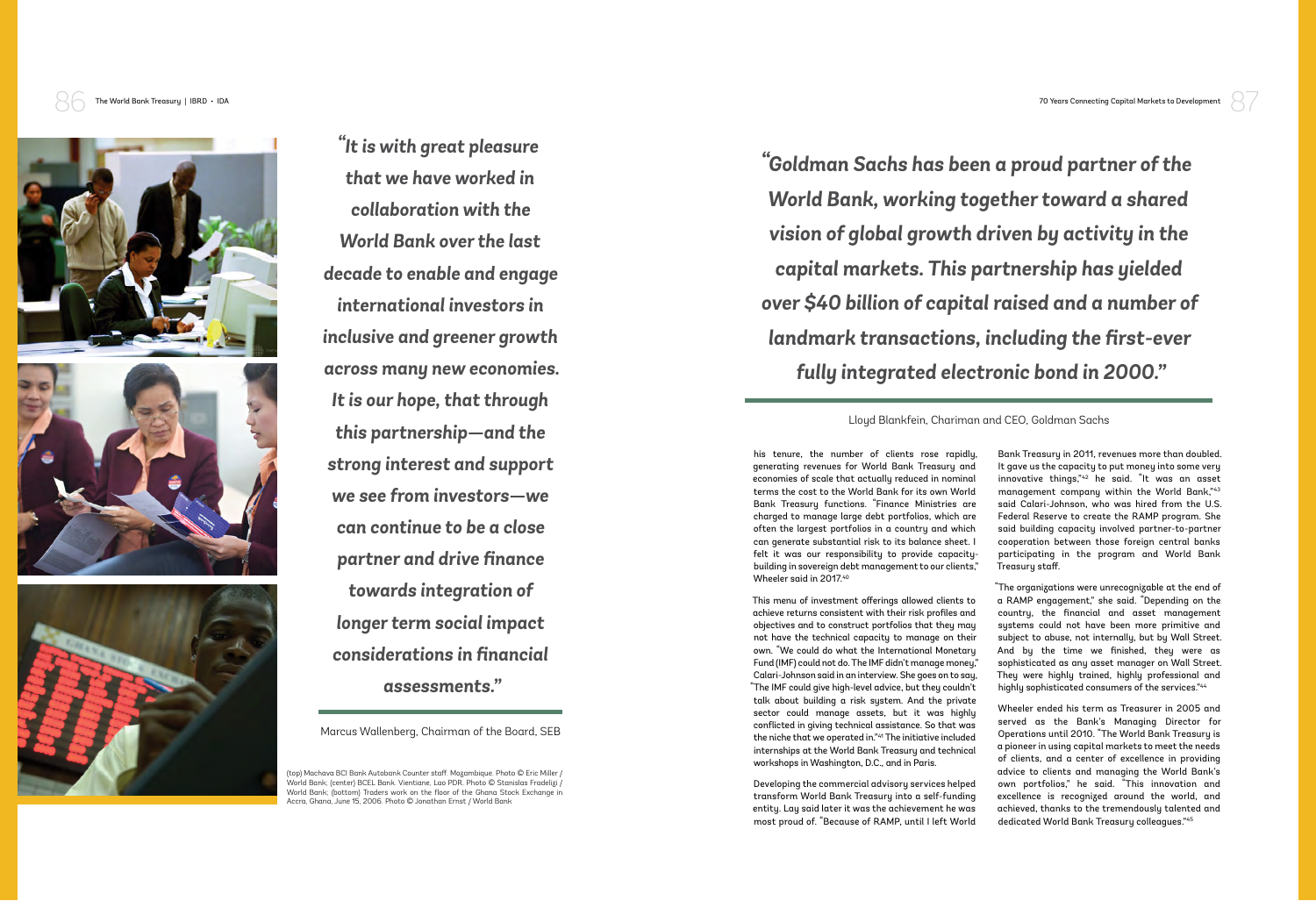*"It is with great pleasure that we have worked in collaboration with the World Bank over the last decade to enable and engage international investors in inclusive and greener growth across many new economies. It is our hope, that through this partnership—and the strong interest and support we see from investors—we can continue to be a close partner and drive finance towards integration of longer term social impact considerations in financial assessments."*

Marcus Wallenberg, Chairman of the Board, SEB

(top) Machava BCI Bank Autobank Counter staff. Mozambique. Photo © Eric Miller / World Bank; (center) BCEL Bank. Vientiane, Lao PDR. Photo © Stanislas Fradelizi / World Bank; (bottom) Traders work on the floor of the Ghana Stock Exchange in Accra, Ghana, June 15, 2006. Photo © Jonathan Ernst / World Bank

*"Goldman Sachs has been a proud partner of the World Bank, working together toward a shared vision of global growth driven by activity in the capital markets. This partnership has yielded over $40 billion of capital raised and a number of landmark transactions, including the first-ever fully integrated electronic bond in 2000."*

Lloyd Blankfein, Chariman and CEO, Goldman Sachs

his tenure, the number of clients rose rapidly, generating revenues for World Bank Treasury and economies of scale that actually reduced in nominal terms the cost to the World Bank for its own World Bank Treasury functions. "Finance Ministries are charged to manage large debt portfolios, which are often the largest portfolios in a country and which can generate substantial risk to its balance sheet. I felt it was our responsibility to provide capacity-building in sovereign debt management to our clients," Wheeler said in 2017.[40]

This menu of investment offerings allowed clients to achieve returns consistent with their risk profiles and objectives and to construct portfolios that they may not have the technical capacity to manage on their own. "We could do what the International Monetary Fund (IMF) could not do. The IMF didn't manage money," Calari-Johnson said in an interview. She goes on to say, "The IMF could give high-level advice, but they couldn't talk about building a risk system. And the private sector could manage assets, but it was highly conflicted in giving technical assistance. So that was the niche that we operated in."[41] The initiative included internships at the World Bank Treasury and technical workshops in Washington, D.C., and in Paris.

Developing the commercial advisory services helped transform World Bank Treasury into a self-funding entity. Lay said later it was the achievement he was most proud of. "Because of RAMP, until I left World Bank Treasury in 2011, revenues more than doubled. It gave us the capacity to put money into some very innovative things,"[42] he said. "It was an asset management company within the World Bank,"[43] said Calari-Johnson, who was hired from the U.S. Federal Reserve to create the RAMP program. She said building capacity involved partner-to-partner cooperation between those foreign central banks participating in the program and World Bank Treasury staff.

"The organizations were unrecognizable at the end of a RAMP engagement," she said. "Depending on the country, the financial and asset management systems could not have been more primitive and subject to abuse, not internally, but by Wall Street. And by the time we finished, they were as sophisticated as any asset manager on Wall Street. They were highly trained, highly professional and highly sophisticated consumers of the services."[44]

Wheeler ended his term as Treasurer in 2005 and served as the Bank's Managing Director for Operations until 2010. "The World Bank Treasury is a pioneer in using capital markets to meet the needs of clients, and a center of excellence in providing advice to clients and managing the World Bank's own portfolios," he said. "This innovation and excellence is recognized around the world, and achieved, thanks to the tremendously talented and dedicated World Bank Treasury colleagues."[45]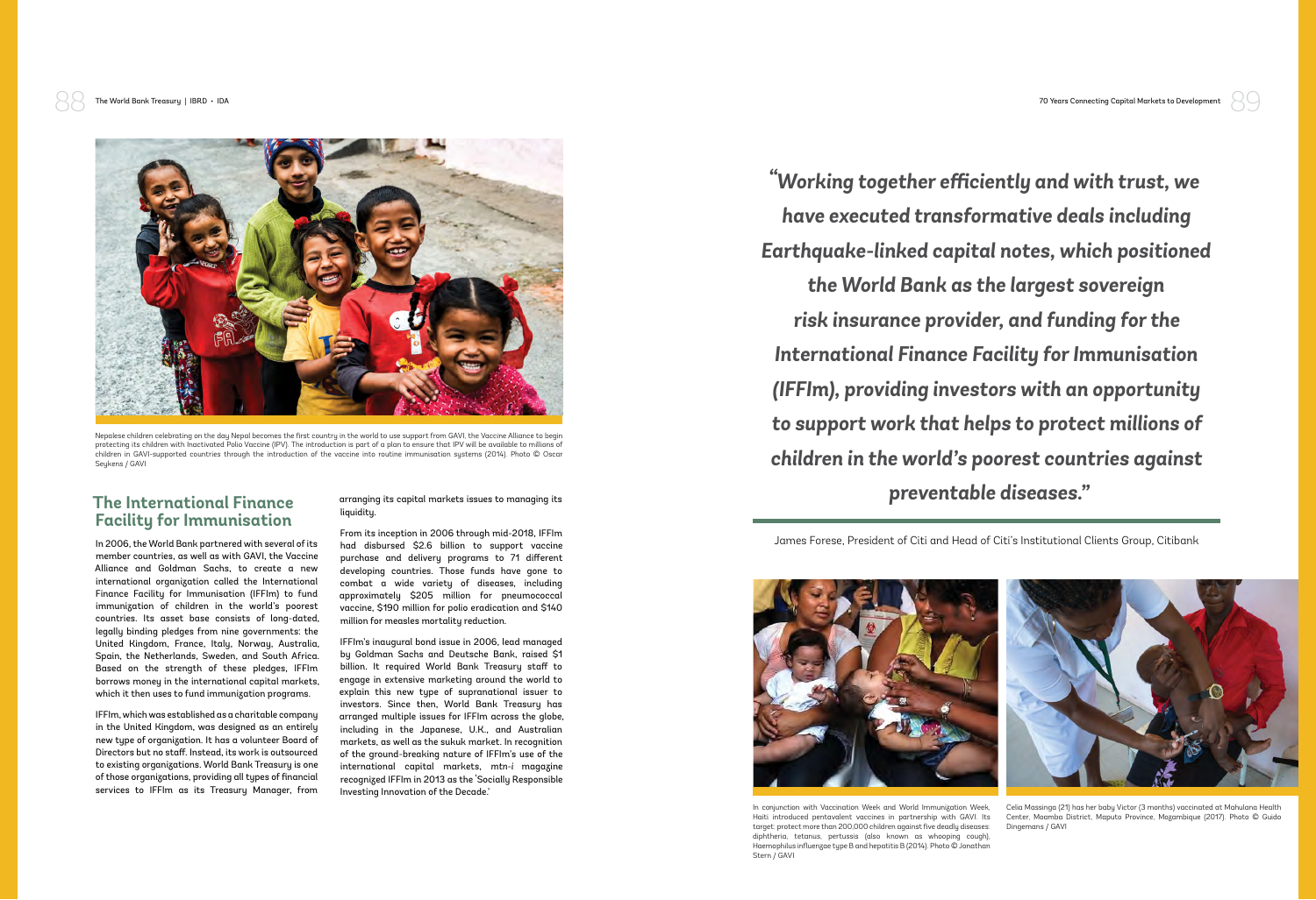Nepalese children celebrating on the day Nepal becomes the first country in the world to use support from GAVI, the Vaccine Alliance to begin protecting its children with Inactivated Polio Vaccine (IPV). The introduction is part of a plan to ensure that IPV will be available to millions of children in GAVI-supported countries through the introduction of the vaccine into routine immunisation systems (2014). Photo © Oscar Seykens / GAVI

## The International Finance Facility for Immunisation

In 2006, the World Bank partnered with several of its member countries, as well as with GAVI, the Vaccine Alliance and Goldman Sachs, to create a new international organization called the International Finance Facility for Immunisation (IFFIm) to fund immunization of children in the world's poorest countries. Its asset base consists of long-dated, legally binding pledges from nine governments: the United Kingdom, France, Italy, Norway, Australia, Spain, the Netherlands, Sweden, and South Africa. Based on the strength of these pledges, IFFIm borrows money in the international capital markets, which it then uses to fund immunization programs.

IFFIm, which was established as a charitable company in the United Kingdom, was designed as an entirely new type of organization. It has a volunteer Board of Directors but no staff. Instead, its work is outsourced to existing organizations. World Bank Treasury is one of those organizations, providing all types of financial services to IFFIm as its Treasury Manager, from arranging its capital markets issues to managing its liquidity.

From its inception in 2006 through mid-2018, IFFIm had disbursed $2.6 billion to support vaccine purchase and delivery programs to 71 different developing countries. Those funds have gone to combat a wide variety of diseases, including approximately $205 million for pneumococcal vaccine, $190 million for polio eradication and $140 million for measles mortality reduction.

IFFIm's inaugural bond issue in 2006, lead managed by Goldman Sachs and Deutsche Bank, raised $1 billion. It required World Bank Treasury staff to engage in extensive marketing around the world to explain this new type of supranational issuer to investors. Since then, World Bank Treasury has arranged multiple issues for IFFIm across the globe, including in the Japanese, U.K., and Australian markets, as well as the sukuk market. In recognition of the ground-breaking nature of IFFIm's use of the international capital markets, *mtn-i* magazine recognized IFFIm in 2013 as the 'Socially Responsible Investing Innovation of the Decade.'

> ***"Working together efficiently and with trust, we have executed transformative deals including Earthquake-linked capital notes, which positioned the World Bank as the largest sovereign risk insurance provider, and funding for the International Finance Facility for Immunisation (IFFIm), providing investors with an opportunity to support work that helps to protect millions of children in the world's poorest countries against preventable diseases."***
>
> James Forese, President of Citi and Head of Citi's Institutional Clients Group, Citibank

In conjunction with Vaccination Week and World Immunization Week, Haiti introduced pentavalent vaccines in partnership with GAVI. Its target: protect more than 200,000 children against five deadly diseases: diphtheria, tetanus, pertussis (also known as whooping cough), Haemophilus influenzae type B and hepatitis B (2014). Photo © Jonathan Stern / GAVI

Celia Massinga (21) has her baby Victor (3 months) vaccinated at Mahulana Health Center, Moamba District, Maputo Province, Mozambique (2017). Photo © Guido Dingemans / GAVI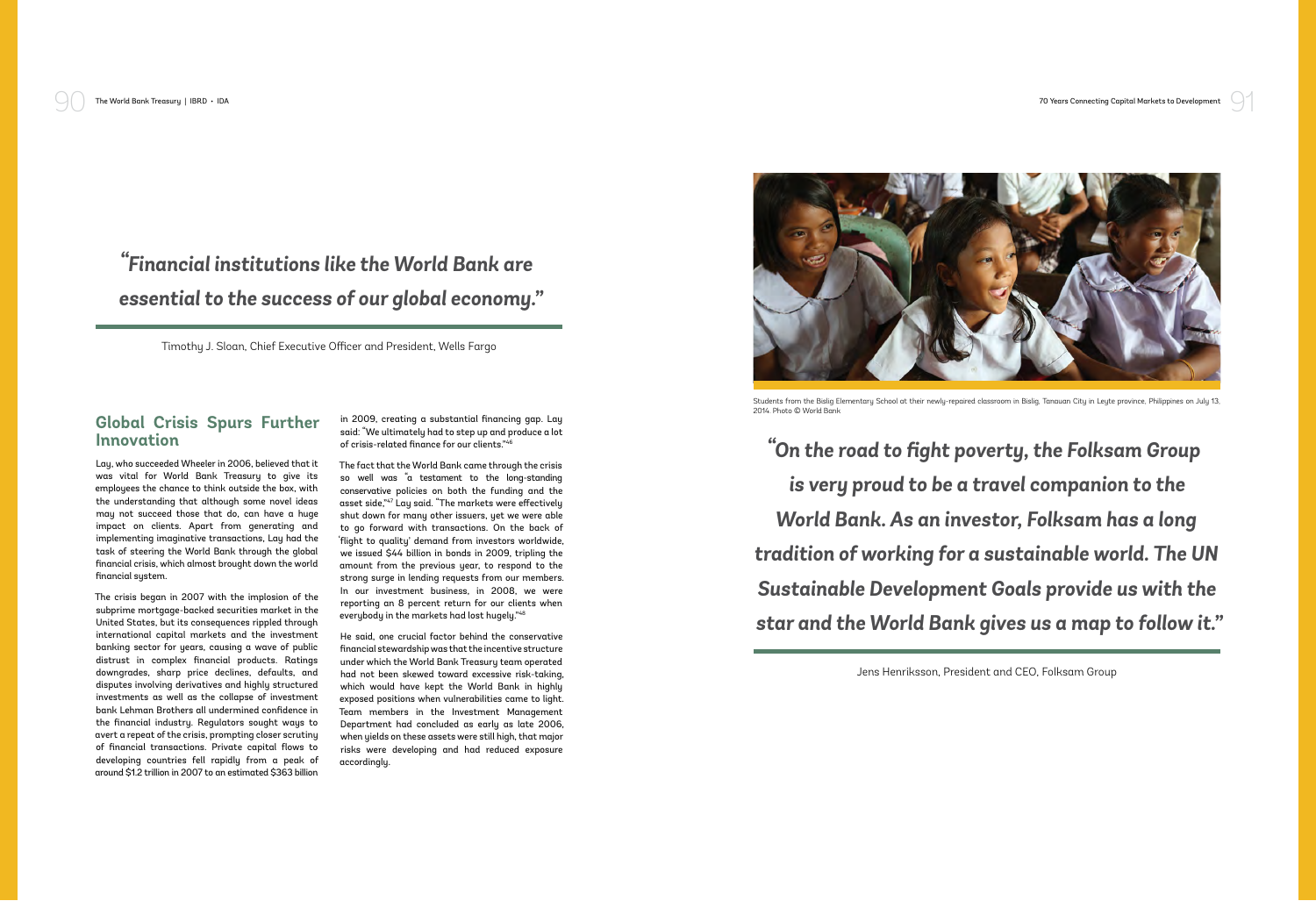*"Financial institutions like the World Bank are essential to the success of our global economy."*

Timothy J. Sloan, Chief Executive Officer and President, Wells Fargo

## Global Crisis Spurs Further Innovation

Lay, who succeeded Wheeler in 2006, believed that it was vital for World Bank Treasury to give its employees the chance to think outside the box, with the understanding that although some novel ideas may not succeed those that do, can have a huge impact on clients. Apart from generating and implementing imaginative transactions, Lay had the task of steering the World Bank through the global financial crisis, which almost brought down the world financial system.

The crisis began in 2007 with the implosion of the subprime mortgage-backed securities market in the United States, but its consequences rippled through international capital markets and the investment banking sector for years, causing a wave of public distrust in complex financial products. Ratings downgrades, sharp price declines, defaults, and disputes involving derivatives and highly structured investments as well as the collapse of investment bank Lehman Brothers all undermined confidence in the financial industry. Regulators sought ways to avert a repeat of the crisis, prompting closer scrutiny of financial transactions. Private capital flows to developing countries fell rapidly from a peak of around $1.2 trillion in 2007 to an estimated $363 billion in 2009, creating a substantial financing gap. Lay said: "We ultimately had to step up and produce a lot of crisis-related finance for our clients."[46]

The fact that the World Bank came through the crisis so well was "a testament to the long-standing conservative policies on both the funding and the asset side,"[47] Lay said. "The markets were effectively shut down for many other issuers, yet we were able to go forward with transactions. On the back of 'flight to quality' demand from investors worldwide, we issued $44 billion in bonds in 2009, tripling the amount from the previous year, to respond to the strong surge in lending requests from our members. In our investment business, in 2008, we were reporting an 8 percent return for our clients when everybody in the markets had lost hugely."[48]

He said, one crucial factor behind the conservative financial stewardship was that the incentive structure under which the World Bank Treasury team operated had not been skewed toward excessive risk-taking, which would have kept the World Bank in highly exposed positions when vulnerabilities came to light. Team members in the Investment Management Department had concluded as early as late 2006, when yields on these assets were still high, that major risks were developing and had reduced exposure accordingly.

Students from the Bislig Elementary School at their newly-repaired classroom in Bislig, Tanauan City in Leyte province, Philippines on July 13, 2014. Photo © World Bank

*"On the road to fight poverty, the Folksam Group is very proud to be a travel companion to the World Bank. As an investor, Folksam has a long tradition of working for a sustainable world. The UN Sustainable Development Goals provide us with the star and the World Bank gives us a map to follow it."*

Jens Henriksson, President and CEO, Folksam Group